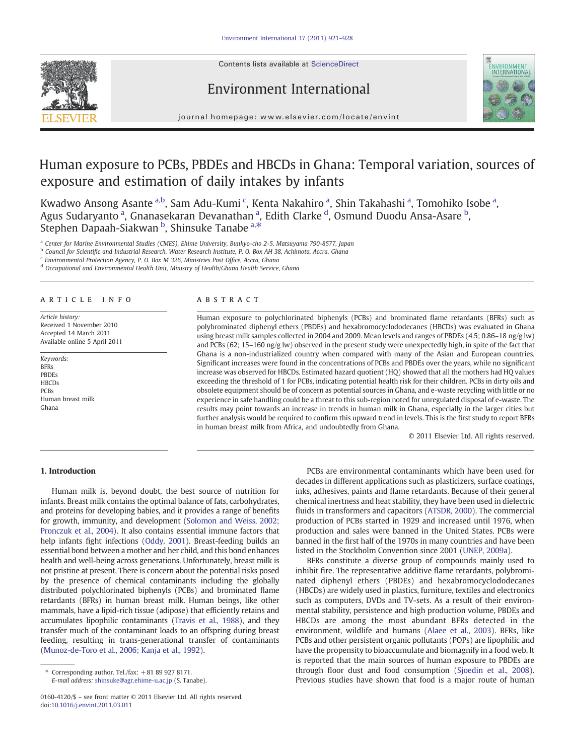# Human exposure to PCBs, PBDEs and HBCDs in Ghana: Temporal variation, sources of exposure and estimation of daily intakes by infants

Kwadwo Ansong Asante [a,b], Sam Adu-Kumi [c], Kenta Nakahiro [a], Shin Takahashi [a], Tomohiko Isobe [a], Agus Sudaryanto [a], Gnanasekaran Devanathan [a], Edith Clarke [d], Osmund Duodu Ansa-Asare [b], Stephen Dapaah-Siakwan [b], Shinsuke Tanabe [a,*]

[a] Center for Marine Environmental Studies (CMES), Ehime University, Bunkyo-cho 2-5, Matsuyama 790-8577, Japan
[b] Council for Scientific and Industrial Research, Water Research Institute, P. O. Box AH 38, Achimota, Accra, Ghana
[c] Environmental Protection Agency, P. O. Box M 326, Ministries Post Office, Accra, Ghana
[d] Occupational and Environmental Health Unit, Ministry of Health/Ghana Health Service, Ghana

## ARTICLE INFO

*Article history:*
Received 1 November 2010
Accepted 14 March 2011
Available online 5 April 2011

*Keywords:*
BFRs
PBDEs
HBCDs
PCBs
Human breast milk
Ghana

## ABSTRACT

Human exposure to polychlorinated biphenyls (PCBs) and brominated flame retardants (BFRs) such as polybrominated diphenyl ethers (PBDEs) and hexabromocyclododecanes (HBCDs) was evaluated in Ghana using breast milk samples collected in 2004 and 2009. Mean levels and ranges of PBDEs (4.5; 0.86–18 ng/g lw) and PCBs (62; 15–160 ng/g lw) observed in the present study were unexpectedly high, in spite of the fact that Ghana is a non-industrialized country when compared with many of the Asian and European countries. Significant increases were found in the concentrations of PCBs and PBDEs over the years, while no significant increase was observed for HBCDs. Estimated hazard quotient (HQ) showed that all the mothers had HQ values exceeding the threshold of 1 for PCBs, indicating potential health risk for their children. PCBs in dirty oils and obsolete equipment should be of concern as potential sources in Ghana, and e-waste recycling with little or no experience in safe handling could be a threat to this sub-region noted for unregulated disposal of e-waste. The results may point towards an increase in trends in human milk in Ghana, especially in the larger cities but further analysis would be required to confirm this upward trend in levels. This is the first study to report BFRs in human breast milk from Africa, and undoubtedly from Ghana.

© 2011 Elsevier Ltd. All rights reserved.

## 1. Introduction

Human milk is, beyond doubt, the best source of nutrition for infants. Breast milk contains the optimal balance of fats, carbohydrates, and proteins for developing babies, and it provides a range of benefits for growth, immunity, and development (Solomon and Weiss, 2002; Pronczuk et al., 2004). It also contains essential immune factors that help infants fight infections (Oddy, 2001). Breast-feeding builds an essential bond between a mother and her child, and this bond enhances health and well-being across generations. Unfortunately, breast milk is not pristine at present. There is concern about the potential risks posed by the presence of chemical contaminants including the globally distributed polychlorinated biphenyls (PCBs) and brominated flame retardants (BFRs) in human breast milk. Human beings, like other mammals, have a lipid-rich tissue (adipose) that efficiently retains and accumulates lipophilic contaminants (Travis et al., 1988), and they transfer much of the contaminant loads to an offspring during breast feeding, resulting in trans-generational transfer of contaminants (Munoz-de-Toro et al., 2006; Kanja et al., 1992).

PCBs are environmental contaminants which have been used for decades in different applications such as plasticizers, surface coatings, inks, adhesives, paints and flame retardants. Because of their general chemical inertness and heat stability, they have been used in dielectric fluids in transformers and capacitors (ATSDR, 2000). The commercial production of PCBs started in 1929 and increased until 1976, when production and sales were banned in the United States. PCBs were banned in the first half of the 1970s in many countries and have been listed in the Stockholm Convention since 2001 (UNEP, 2009a).

BFRs constitute a diverse group of compounds mainly used to inhibit fire. The representative additive flame retardants, polybrominated diphenyl ethers (PBDEs) and hexabromocyclododecanes (HBCDs) are widely used in plastics, furniture, textiles and electronics such as computers, DVDs and TV-sets. As a result of their environmental stability, persistence and high production volume, PBDEs and HBCDs are among the most abundant BFRs detected in the environment, wildlife and humans (Alaee et al., 2003). BFRs, like PCBs and other persistent organic pollutants (POPs) are lipophilic and have the propensity to bioaccumulate and biomagnify in a food web. It is reported that the main sources of human exposure to PBDEs are through floor dust and food consumption (Sjoedin et al., 2008). Previous studies have shown that food is a major route of human

* Corresponding author. Tel./fax: +81 89 927 8171.
E-mail address: shinsuke@agr.ehime-u.ac.jp (S. Tanabe).

0160-4120/$ – see front matter © 2011 Elsevier Ltd. All rights reserved.
doi:10.1016/j.envint.2011.03.011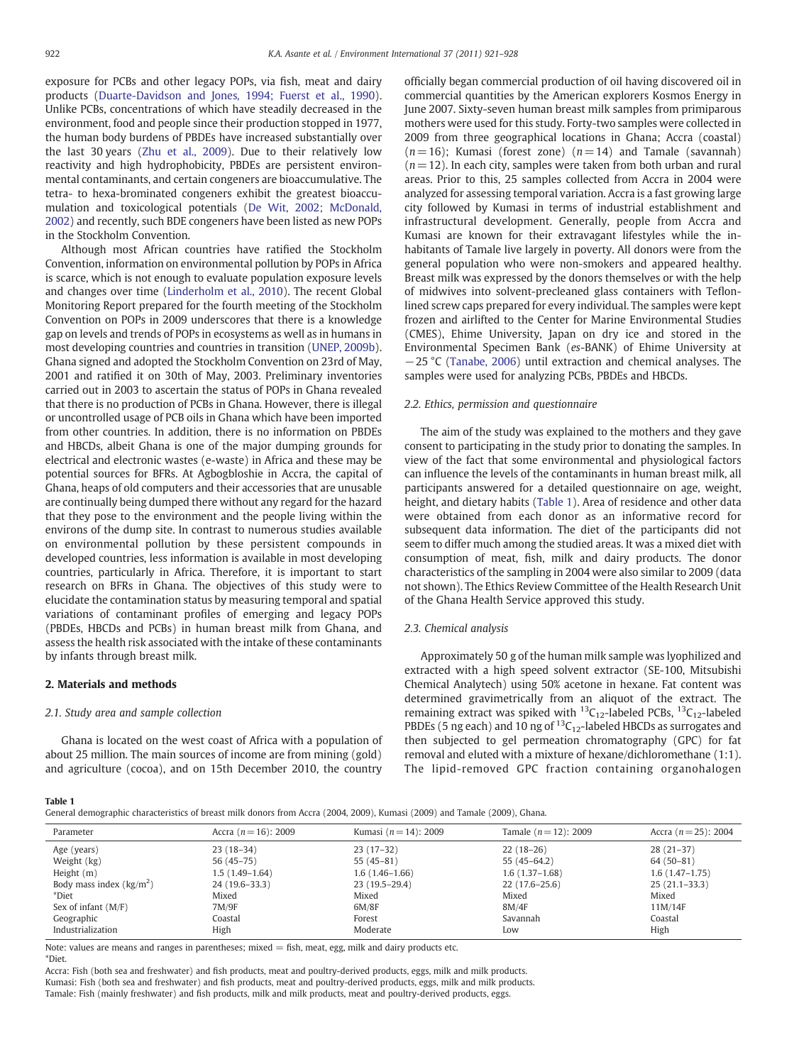exposure for PCBs and other legacy POPs, via fish, meat and dairy products (Duarte-Davidson and Jones, 1994; Fuerst et al., 1990). Unlike PCBs, concentrations of which have steadily decreased in the environment, food and people since their production stopped in 1977, the human body burdens of PBDEs have increased substantially over the last 30 years (Zhu et al., 2009). Due to their relatively low reactivity and high hydrophobicity, PBDEs are persistent environmental contaminants, and certain congeners are bioaccumulative. The tetra- to hexa-brominated congeners exhibit the greatest bioaccumulation and toxicological potentials (De Wit, 2002; McDonald, 2002) and recently, such BDE congeners have been listed as new POPs in the Stockholm Convention.

Although most African countries have ratified the Stockholm Convention, information on environmental pollution by POPs in Africa is scarce, which is not enough to evaluate population exposure levels and changes over time (Linderholm et al., 2010). The recent Global Monitoring Report prepared for the fourth meeting of the Stockholm Convention on POPs in 2009 underscores that there is a knowledge gap on levels and trends of POPs in ecosystems as well as in humans in most developing countries and countries in transition (UNEP, 2009b). Ghana signed and adopted the Stockholm Convention on 23rd of May, 2001 and ratified it on 30th of May, 2003. Preliminary inventories carried out in 2003 to ascertain the status of POPs in Ghana revealed that there is no production of PCBs in Ghana. However, there is illegal or uncontrolled usage of PCB oils in Ghana which have been imported from other countries. In addition, there is no information on PBDEs and HBCDs, albeit Ghana is one of the major dumping grounds for electrical and electronic wastes (e-waste) in Africa and these may be potential sources for BFRs. At Agbogbloshie in Accra, the capital of Ghana, heaps of old computers and their accessories that are unusable are continually being dumped there without any regard for the hazard that they pose to the environment and the people living within the environs of the dump site. In contrast to numerous studies available on environmental pollution by these persistent compounds in developed countries, less information is available in most developing countries, particularly in Africa. Therefore, it is important to start research on BFRs in Ghana. The objectives of this study were to elucidate the contamination status by measuring temporal and spatial variations of contaminant profiles of emerging and legacy POPs (PBDEs, HBCDs and PCBs) in human breast milk from Ghana, and assess the health risk associated with the intake of these contaminants by infants through breast milk.

## 2. Materials and methods

### 2.1. Study area and sample collection

Ghana is located on the west coast of Africa with a population of about 25 million. The main sources of income are from mining (gold) and agriculture (cocoa), and on 15th December 2010, the country officially began commercial production of oil having discovered oil in commercial quantities by the American explorers Kosmos Energy in June 2007. Sixty-seven human breast milk samples from primiparous mothers were used for this study. Forty-two samples were collected in 2009 from three geographical locations in Ghana; Accra (coastal) ($n=16$); Kumasi (forest zone) ($n=14$) and Tamale (savannah) ($n=12$). In each city, samples were taken from both urban and rural areas. Prior to this, 25 samples collected from Accra in 2004 were analyzed for assessing temporal variation. Accra is a fast growing large city followed by Kumasi in terms of industrial establishment and infrastructural development. Generally, people from Accra and Kumasi are known for their extravagant lifestyles while the inhabitants of Tamale live largely in poverty. All donors were from the general population who were non-smokers and appeared healthy. Breast milk was expressed by the donors themselves or with the help of midwives into solvent-precleaned glass containers with Teflon-lined screw caps prepared for every individual. The samples were kept frozen and airlifted to the Center for Marine Environmental Studies (CMES), Ehime University, Japan on dry ice and stored in the Environmental Specimen Bank (*es*-BANK) of Ehime University at −25 °C (Tanabe, 2006) until extraction and chemical analyses. The samples were used for analyzing PCBs, PBDEs and HBCDs.

### 2.2. Ethics, permission and questionnaire

The aim of the study was explained to the mothers and they gave consent to participating in the study prior to donating the samples. In view of the fact that some environmental and physiological factors can influence the levels of the contaminants in human breast milk, all participants answered for a detailed questionnaire on age, weight, height, and dietary habits (Table 1). Area of residence and other data were obtained from each donor as an informative record for subsequent data information. The diet of the participants did not seem to differ much among the studied areas. It was a mixed diet with consumption of meat, fish, milk and dairy products. The donor characteristics of the sampling in 2004 were also similar to 2009 (data not shown). The Ethics Review Committee of the Health Research Unit of the Ghana Health Service approved this study.

### 2.3. Chemical analysis

Approximately 50 g of the human milk sample was lyophilized and extracted with a high speed solvent extractor (SE-100, Mitsubishi Chemical Analytech) using 50% acetone in hexane. Fat content was determined gravimetrically from an aliquot of the extract. The remaining extract was spiked with $^{13}C_{12}$-labeled PCBs, $^{13}C_{12}$-labeled PBDEs (5 ng each) and 10 ng of $^{13}C_{12}$-labeled HBCDs as surrogates and then subjected to gel permeation chromatography (GPC) for fat removal and eluted with a mixture of hexane/dichloromethane (1:1). The lipid-removed GPC fraction containing organohalogen

**Table 1**
General demographic characteristics of breast milk donors from Accra (2004, 2009), Kumasi (2009) and Tamale (2009), Ghana.

| Parameter | Accra ($n=16$): 2009 | Kumasi ($n=14$): 2009 | Tamale ($n=12$): 2009 | Accra ($n=25$): 2004 |
|---|---|---|---|---|
| Age (years) | 23 (18–34) | 23 (17–32) | 22 (18–26) | 28 (21–37) |
| Weight (kg) | 56 (45–75) | 55 (45–81) | 55 (45–64.2) | 64 (50–81) |
| Height (m) | 1.5 (1.49–1.64) | 1.6 (1.46–1.66) | 1.6 (1.37–1.68) | 1.6 (1.47–1.75) |
| Body mass index (kg/m$^2$) | 24 (19.6–33.3) | 23 (19.5–29.4) | 22 (17.6–25.6) | 25 (21.1–33.3) |
| *Diet | Mixed | Mixed | Mixed | Mixed |
| Sex of infant (M/F) | 7M/9F | 6M/8F | 8M/4F | 11M/14F |
| Geographic | Coastal | Forest | Savannah | Coastal |
| Industrialization | High | Moderate | Low | High |

Note: values are means and ranges in parentheses; mixed = fish, meat, egg, milk and dairy products etc.
*Diet.
Accra: Fish (both sea and freshwater) and fish products, meat and poultry-derived products, eggs, milk and milk products.
Kumasi: Fish (both sea and freshwater) and fish products, meat and poultry-derived products, eggs, milk and milk products.
Tamale: Fish (mainly freshwater) and fish products, milk and milk products, meat and poultry-derived products, eggs.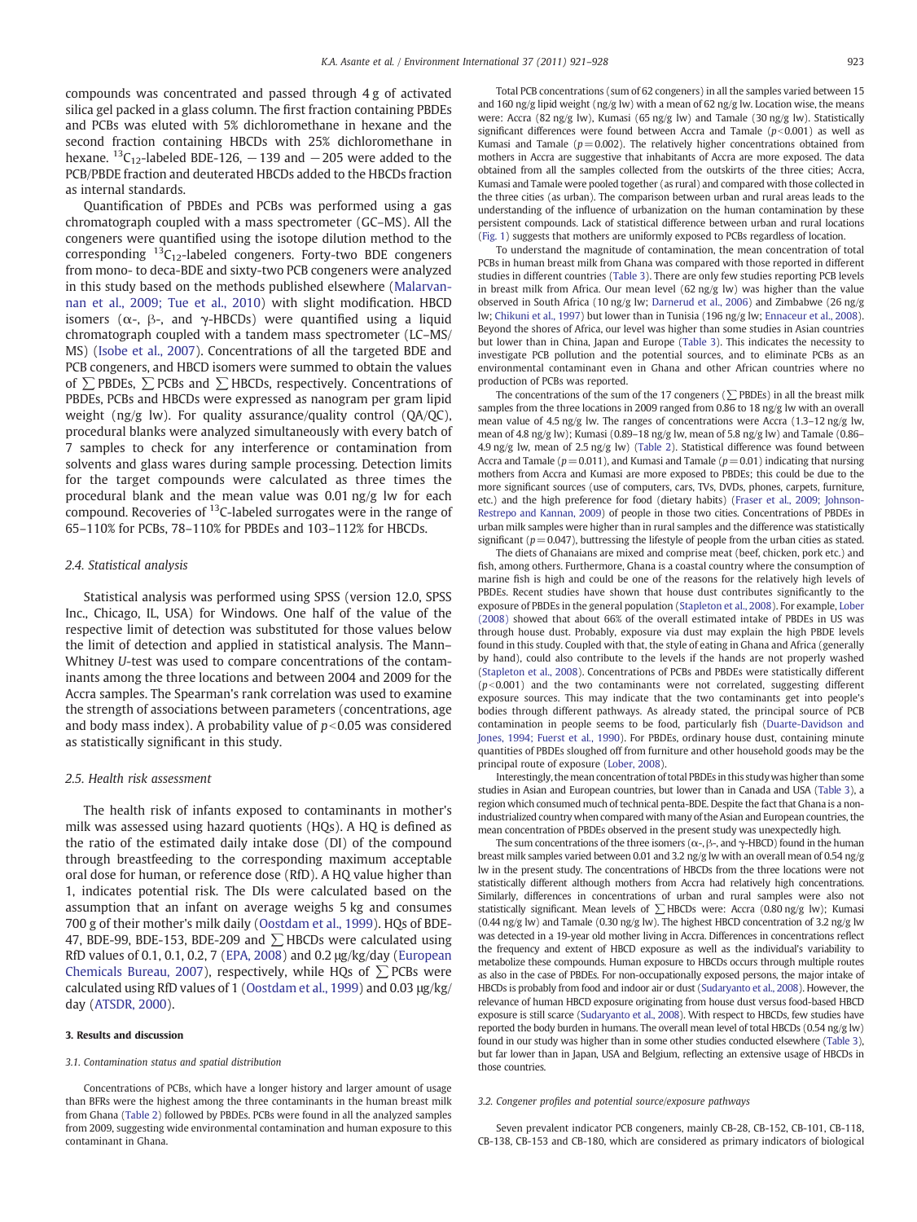compounds was concentrated and passed through 4 g of activated silica gel packed in a glass column. The first fraction containing PBDEs and PCBs was eluted with 5% dichloromethane in hexane and the second fraction containing HBCDs with 25% dichloromethane in hexane. $^{13}C_{12}$-labeled BDE-126, −139 and −205 were added to the PCB/PBDE fraction and deuterated HBCDs added to the HBCDs fraction as internal standards.

Quantification of PBDEs and PCBs was performed using a gas chromatograph coupled with a mass spectrometer (GC–MS). All the congeners were quantified using the isotope dilution method to the corresponding $^{13}C_{12}$-labeled congeners. Forty-two BDE congeners from mono- to deca-BDE and sixty-two PCB congeners were analyzed in this study based on the methods published elsewhere (Malarvannan et al., 2009; Tue et al., 2010) with slight modification. HBCD isomers (α-, β-, and γ-HBCDs) were quantified using a liquid chromatograph coupled with a tandem mass spectrometer (LC–MS/MS) (Isobe et al., 2007). Concentrations of all the targeted BDE and PCB congeners, and HBCD isomers were summed to obtain the values of ∑PBDEs, ∑PCBs and ∑HBCDs, respectively. Concentrations of PBDEs, PCBs and HBCDs were expressed as nanogram per gram lipid weight (ng/g lw). For quality assurance/quality control (QA/QC), procedural blanks were analyzed simultaneously with every batch of 7 samples to check for any interference or contamination from solvents and glass wares during sample processing. Detection limits for the target compounds were calculated as three times the procedural blank and the mean value was 0.01 ng/g lw for each compound. Recoveries of $^{13}C$-labeled surrogates were in the range of 65–110% for PCBs, 78–110% for PBDEs and 103–112% for HBCDs.

### 2.4. Statistical analysis

Statistical analysis was performed using SPSS (version 12.0, SPSS Inc., Chicago, IL, USA) for Windows. One half of the value of the limit of detection was substituted for those values below the limit of detection and applied in statistical analysis. The Mann–Whitney *U*-test was used to compare concentrations of the contaminants among the three locations and between 2004 and 2009 for the Accra samples. The Spearman's rank correlation was used to examine the strength of associations between parameters (concentrations, age and body mass index). A probability value of $p<0.05$ was considered as statistically significant in this study.

### 2.5. Health risk assessment

The health risk of infants exposed to contaminants in mother's milk was assessed using hazard quotients (HQs). A HQ is defined as the ratio of the estimated daily intake dose (DI) of the compound through breastfeeding to the corresponding maximum acceptable oral dose for human, or reference dose (RfD). A HQ value higher than 1, indicates potential risk. The DIs were calculated based on the assumption that an infant on average weighs 5 kg and consumes 700 g of their mother's milk daily (Oostdam et al., 1999). HQs of BDE-47, BDE-99, BDE-153, BDE-209 and ∑HBCDs were calculated using RfD values of 0.1, 0.1, 0.2, 7 (EPA, 2008) and 0.2 μg/kg/day (European Chemicals Bureau, 2007), respectively, while HQs of ∑PCBs were calculated using RfD values of 1 (Oostdam et al., 1999) and 0.03 μg/kg/day (ATSDR, 2000).

## 3. Results and discussion

### 3.1. Contamination status and spatial distribution

Concentrations of PCBs, which have a longer history and larger amount of usage than BFRs were the highest among the three contaminants in the human breast milk from Ghana (Table 2) followed by PBDEs. PCBs were found in all the analyzed samples from 2009, suggesting wide environmental contamination and human exposure to this contaminant in Ghana.

Total PCB concentrations (sum of 62 congeners) in all the samples varied between 15 and 160 ng/g lipid weight (ng/g lw) with a mean of 62 ng/g lw. Location wise, the means were: Accra (82 ng/g lw), Kumasi (65 ng/g lw) and Tamale (30 ng/g lw). Statistically significant differences were found between Accra and Tamale ($p<0.001$) as well as Kumasi and Tamale ($p=0.002$). The relatively higher concentrations obtained from mothers in Accra are suggestive that inhabitants of Accra are more exposed. The data obtained from all the samples collected from the outskirts of the three cities; Accra, Kumasi and Tamale were pooled together (as rural) and compared with those collected in the three cities (as urban). The comparison between urban and rural areas leads to the understanding of the influence of urbanization on the human contamination by these persistent compounds. Lack of statistical difference between urban and rural locations (Fig. 1) suggests that mothers are uniformly exposed to PCBs regardless of location.

To understand the magnitude of contamination, the mean concentration of total PCBs in human breast milk from Ghana was compared with those reported in different studies in different countries (Table 3). There are only few studies reporting PCB levels in breast milk from Africa. Our mean level (62 ng/g lw) was higher than the value observed in South Africa (10 ng/g lw; Darnerud et al., 2006) and Zimbabwe (26 ng/g lw; Chikuni et al., 1997) but lower than in Tunisia (196 ng/g lw; Ennaceur et al., 2008). Beyond the shores of Africa, our level was higher than some studies in Asian countries but lower than in China, Japan and Europe (Table 3). This indicates the necessity to investigate PCB pollution and the potential sources, and to eliminate PCBs as an environmental contaminant even in Ghana and other African countries where no production of PCBs was reported.

The concentrations of the sum of the 17 congeners (∑PBDEs) in all the breast milk samples from the three locations in 2009 ranged from 0.86 to 18 ng/g lw with an overall mean value of 4.5 ng/g lw. The ranges of concentrations were Accra (1.3–12 ng/g lw, mean of 4.8 ng/g lw); Kumasi (0.89–18 ng/g lw, mean of 5.8 ng/g lw) and Tamale (0.86–4.9 ng/g lw, mean of 2.5 ng/g lw) (Table 2). Statistical difference was found between Accra and Tamale ($p=0.011$), and Kumasi and Tamale ($p=0.01$) indicating that nursing mothers from Accra and Kumasi are more exposed to PBDEs; this could be due to the more significant sources (use of computers, cars, TVs, DVDs, phones, carpets, furniture, etc.) and the high preference for food (dietary habits) (Fraser et al., 2009; Johnson-Restrepo and Kannan, 2009) of people in those two cities. Concentrations of PBDEs in urban milk samples were higher than in rural samples and the difference was statistically significant ($p=0.047$), buttressing the lifestyle of people from the urban cities as stated.

The diets of Ghanaians are mixed and comprise meat (beef, chicken, pork etc.) and fish, among others. Furthermore, Ghana is a coastal country where the consumption of marine fish is high and could be one of the reasons for the relatively high levels of PBDEs. Recent studies have shown that house dust contributes significantly to the exposure of PBDEs in the general population (Stapleton et al., 2008). For example, Lober (2008) showed that about 66% of the overall estimated intake of PBDEs in US was through house dust. Probably, exposure via dust may explain the high PBDE levels found in this study. Coupled with that, the style of eating in Ghana and Africa (generally by hand), could also contribute to the levels if the hands are not properly washed (Stapleton et al., 2008). Concentrations of PCBs and PBDEs were statistically different ($p<0.001$) and the two contaminants were not correlated, suggesting different exposure sources. This may indicate that the two contaminants get into people's bodies through different pathways. As already stated, the principal source of PCB contamination in people seems to be food, particularly fish (Duarte-Davidson and Jones, 1994; Fuerst et al., 1990). For PBDEs, ordinary house dust, containing minute quantities of PBDEs sloughed off from furniture and other household goods may be the principal route of exposure (Lober, 2008).

Interestingly, the mean concentration of total PBDEs in this study was higher than some studies in Asian and European countries, but lower than in Canada and USA (Table 3), a region which consumed much of technical penta-BDE. Despite the fact that Ghana is a non-industrialized country when compared with many of the Asian and European countries, the mean concentration of PBDEs observed in the present study was unexpectedly high.

The sum concentrations of the three isomers (α-, β-, and γ-HBCD) found in the human breast milk samples varied between 0.01 and 3.2 ng/g lw with an overall mean of 0.54 ng/g lw in the present study. The concentrations of HBCDs from the three locations were not statistically different although mothers from Accra had relatively high concentrations. Similarly, differences in concentrations of urban and rural samples were also not statistically significant. Mean levels of ∑HBCDs were: Accra (0.80 ng/g lw); Kumasi (0.44 ng/g lw) and Tamale (0.30 ng/g lw). The highest HBCD concentration of 3.2 ng/g lw was detected in a 19-year old mother living in Accra. Differences in concentrations reflect the frequency and extent of HBCD exposure as well as the individual's variability to metabolize these compounds. Human exposure to HBCDs occurs through multiple routes as also in the case of PBDEs. For non-occupationally exposed persons, the major intake of HBCDs is probably from food and indoor air or dust (Sudaryanto et al., 2008). However, the relevance of human HBCD exposure originating from house dust versus food-based HBCD exposure is still scarce (Sudaryanto et al., 2008). With respect to HBCDs, few studies have reported the body burden in humans. The overall mean level of total HBCDs (0.54 ng/g lw) found in our study was higher than in some other studies conducted elsewhere (Table 3), but far lower than in Japan, USA and Belgium, reflecting an extensive usage of HBCDs in those countries.

### 3.2. Congener profiles and potential source/exposure pathways

Seven prevalent indicator PCB congeners, mainly CB-28, CB-152, CB-101, CB-118, CB-138, CB-153 and CB-180, which are considered as primary indicators of biological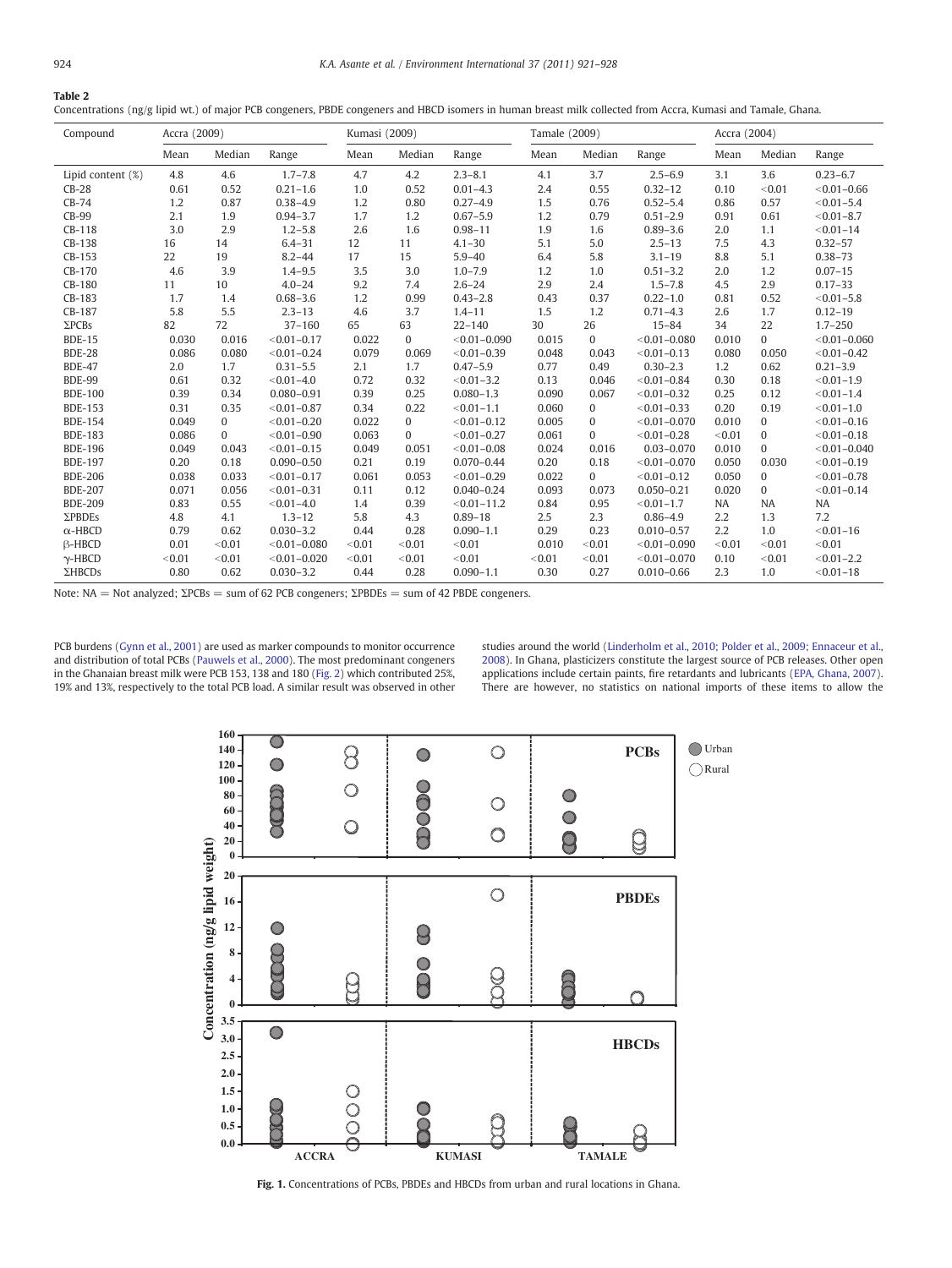**Table 2**
Concentrations (ng/g lipid wt.) of major PCB congeners, PBDE congeners and HBCD isomers in human breast milk collected from Accra, Kumasi and Tamale, Ghana.

| Compound | Accra (2009) | | | Kumasi (2009) | | | Tamale (2009) | | | Accra (2004) | | |
|---|---|---|---|---|---|---|---|---|---|---|---|---|
| | Mean | Median | Range | Mean | Median | Range | Mean | Median | Range | Mean | Median | Range |
| Lipid content (%) | 4.8 | 4.6 | 1.7–7.8 | 4.7 | 4.2 | 2.3–8.1 | 4.1 | 3.7 | 2.5–6.9 | 3.1 | 3.6 | 0.23–6.7 |
| CB-28 | 0.61 | 0.52 | 0.21–1.6 | 1.0 | 0.52 | 0.01–4.3 | 2.4 | 0.55 | 0.32–12 | 0.10 | <0.01 | <0.01–0.66 |
| CB-74 | 1.2 | 0.87 | 0.38–4.9 | 1.2 | 0.80 | 0.27–4.9 | 1.5 | 0.76 | 0.52–5.4 | 0.86 | 0.57 | <0.01–5.4 |
| CB-99 | 2.1 | 1.9 | 0.94–3.7 | 1.7 | 1.2 | 0.67–5.9 | 1.2 | 0.79 | 0.51–2.9 | 0.91 | 0.61 | <0.01–8.7 |
| CB-118 | 3.0 | 2.9 | 1.2–5.8 | 2.6 | 1.6 | 0.98–11 | 1.9 | 1.6 | 0.89–3.6 | 2.0 | 1.1 | <0.01–14 |
| CB-138 | 16 | 14 | 6.4–31 | 12 | 11 | 4.1–30 | 5.1 | 5.0 | 2.5–13 | 7.5 | 4.3 | 0.32–57 |
| CB-153 | 22 | 19 | 8.2–44 | 17 | 15 | 5.9–40 | 6.4 | 5.8 | 3.1–19 | 8.8 | 5.1 | 0.38–73 |
| CB-170 | 4.6 | 3.9 | 1.4–9.5 | 3.5 | 3.0 | 1.0–7.9 | 1.2 | 1.0 | 0.51–3.2 | 2.0 | 1.2 | 0.07–15 |
| CB-180 | 11 | 10 | 4.0–24 | 9.2 | 7.4 | 2.6–24 | 2.9 | 2.4 | 1.5–7.8 | 4.5 | 2.9 | 0.17–33 |
| CB-183 | 1.7 | 1.4 | 0.68–3.6 | 1.2 | 0.99 | 0.43–2.8 | 0.43 | 0.37 | 0.22–1.0 | 0.81 | 0.52 | <0.01–5.8 |
| CB-187 | 5.8 | 5.5 | 2.3–13 | 4.6 | 3.7 | 1.4–11 | 1.5 | 1.2 | 0.71–4.3 | 2.6 | 1.7 | 0.12–19 |
| ΣPCBs | 82 | 72 | 37–160 | 65 | 63 | 22–140 | 30 | 26 | 15–84 | 34 | 22 | 1.7–250 |
| BDE-15 | 0.030 | 0.016 | <0.01–0.17 | 0.022 | 0 | <0.01–0.090 | 0.015 | 0 | <0.01–0.080 | 0.010 | 0 | <0.01–0.060 |
| BDE-28 | 0.086 | 0.080 | <0.01–0.24 | 0.079 | 0.069 | <0.01–0.39 | 0.048 | 0.043 | <0.01–0.13 | 0.080 | 0.050 | <0.01–0.42 |
| BDE-47 | 2.0 | 1.7 | 0.31–5.5 | 2.1 | 1.7 | 0.47–5.9 | 0.77 | 0.49 | 0.30–2.3 | 1.2 | 0.62 | 0.21–3.9 |
| BDE-99 | 0.61 | 0.32 | <0.01–4.0 | 0.72 | 0.32 | <0.01–3.2 | 0.13 | 0.046 | <0.01–0.84 | 0.30 | 0.18 | <0.01–1.9 |
| BDE-100 | 0.39 | 0.34 | 0.080–0.91 | 0.39 | 0.25 | 0.080–1.3 | 0.090 | 0.067 | <0.01–0.32 | 0.25 | 0.12 | <0.01–1.4 |
| BDE-153 | 0.31 | 0.35 | <0.01–0.87 | 0.34 | 0.22 | <0.01–1.1 | 0.060 | 0 | <0.01–0.33 | 0.20 | 0.19 | <0.01–1.0 |
| BDE-154 | 0.049 | 0 | <0.01–0.20 | 0.022 | 0 | <0.01–0.12 | 0.005 | 0 | <0.01–0.070 | 0.010 | 0 | <0.01–0.16 |
| BDE-183 | 0.086 | 0 | <0.01–0.90 | 0.063 | 0 | <0.01–0.27 | 0.061 | 0 | <0.01–0.28 | <0.01 | 0 | <0.01–0.18 |
| BDE-196 | 0.049 | 0.043 | <0.01–0.15 | 0.049 | 0.051 | <0.01–0.08 | 0.024 | 0.016 | 0.03–0.070 | 0.010 | 0 | <0.01–0.040 |
| BDE-197 | 0.20 | 0.18 | 0.090–0.50 | 0.21 | 0.19 | 0.070–0.44 | 0.20 | 0.18 | <0.01–0.070 | 0.050 | 0.030 | <0.01–0.19 |
| BDE-206 | 0.038 | 0.033 | <0.01–0.17 | 0.061 | 0.053 | <0.01–0.29 | 0.022 | 0 | <0.01–0.12 | 0.050 | 0 | <0.01–0.78 |
| BDE-207 | 0.071 | 0.056 | <0.01–0.31 | 0.11 | 0.12 | 0.040–0.24 | 0.093 | 0.073 | 0.050–0.21 | 0.020 | 0 | <0.01–0.14 |
| BDE-209 | 0.83 | 0.55 | <0.01–4.0 | 1.4 | 0.39 | <0.01–11.2 | 0.84 | 0.95 | <0.01–1.7 | NA | NA | NA |
| ΣPBDEs | 4.8 | 4.1 | 1.3–12 | 5.8 | 4.3 | 0.89–18 | 2.5 | 2.3 | 0.86–4.9 | 2.2 | 1.3 | 7.2 |
| α-HBCD | 0.79 | 0.62 | 0.030–3.2 | 0.44 | 0.28 | 0.090–1.1 | 0.29 | 0.23 | 0.010–0.57 | 2.2 | 1.0 | <0.01–16 |
| β-HBCD | 0.01 | <0.01 | <0.01–0.080 | <0.01 | <0.01 | <0.01 | 0.010 | <0.01 | <0.01–0.090 | <0.01 | <0.01 | <0.01 |
| γ-HBCD | <0.01 | <0.01 | <0.01–0.020 | <0.01 | <0.01 | <0.01 | <0.01 | <0.01 | <0.01–0.070 | 0.10 | <0.01 | <0.01–2.2 |
| ΣHBCDs | 0.80 | 0.62 | 0.030–3.2 | 0.44 | 0.28 | 0.090–1.1 | 0.30 | 0.27 | 0.010–0.66 | 2.3 | 1.0 | <0.01–18 |

Note: NA = Not analyzed; ΣPCBs = sum of 62 PCB congeners; ΣPBDEs = sum of 42 PBDE congeners.

PCB burdens (Gynn et al., 2001) are used as marker compounds to monitor occurrence and distribution of total PCBs (Pauwels et al., 2000). The most predominant congeners in the Ghanaian breast milk were PCB 153, 138 and 180 (Fig. 2) which contributed 25%, 19% and 13%, respectively to the total PCB load. A similar result was observed in other studies around the world (Linderholm et al., 2010; Polder et al., 2009; Ennaceur et al., 2008). In Ghana, plasticizers constitute the largest source of PCB releases. Other open applications include certain paints, fire retardants and lubricants (EPA, Ghana, 2007). There are however, no statistics on national imports of these items to allow the

**Fig. 1.** Concentrations of PCBs, PBDEs and HBCDs from urban and rural locations in Ghana.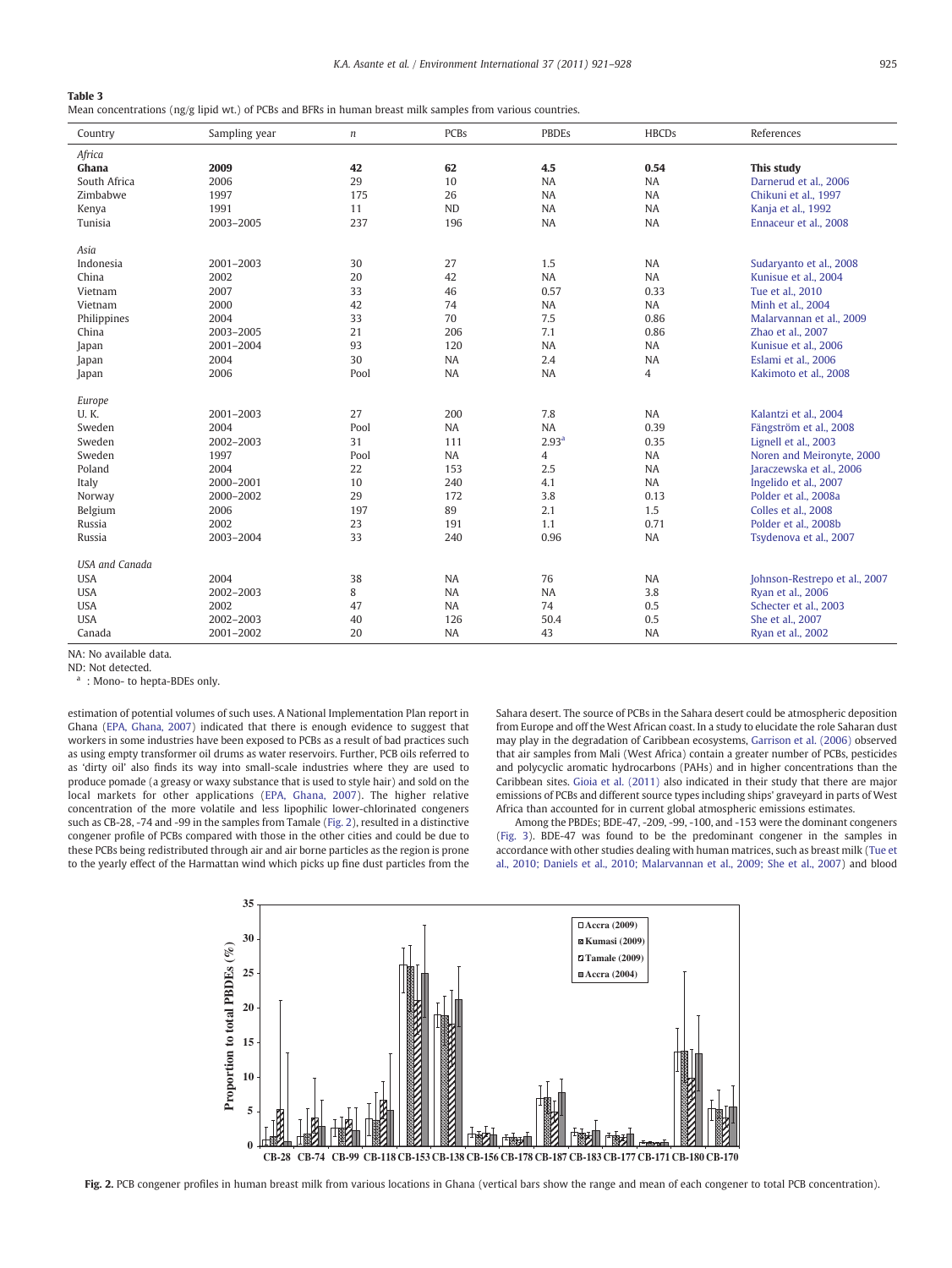**Table 3**
Mean concentrations (ng/g lipid wt.) of PCBs and BFRs in human breast milk samples from various countries.

| Country | Sampling year | *n* | PCBs | PBDEs | HBCDs | References |
|---|---|---|---|---|---|---|
| *Africa* | | | | | | |
| **Ghana** | **2009** | **42** | **62** | **4.5** | **0.54** | **This study** |
| South Africa | 2006 | 29 | 10 | NA | NA | Darnerud et al., 2006 |
| Zimbabwe | 1997 | 175 | 26 | NA | NA | Chikuni et al., 1997 |
| Kenya | 1991 | 11 | ND | NA | NA | Kanja et al., 1992 |
| Tunisia | 2003–2005 | 237 | 196 | NA | NA | Ennaceur et al., 2008 |
| *Asia* | | | | | | |
| Indonesia | 2001–2003 | 30 | 27 | 1.5 | NA | Sudaryanto et al., 2008 |
| China | 2002 | 20 | 42 | NA | NA | Kunisue et al., 2004 |
| Vietnam | 2007 | 33 | 46 | 0.57 | 0.33 | Tue et al., 2010 |
| Vietnam | 2000 | 42 | 74 | NA | NA | Minh et al., 2004 |
| Philippines | 2004 | 33 | 70 | 7.5 | 0.86 | Malarvannan et al., 2009 |
| China | 2003–2005 | 21 | 206 | 7.1 | 0.86 | Zhao et al., 2007 |
| Japan | 2001–2004 | 93 | 120 | NA | NA | Kunisue et al., 2006 |
| Japan | 2004 | 30 | NA | 2.4 | NA | Eslami et al., 2006 |
| Japan | 2006 | Pool | NA | NA | 4 | Kakimoto et al., 2008 |
| *Europe* | | | | | | |
| U. K. | 2001–2003 | 27 | 200 | 7.8 | NA | Kalantzi et al., 2004 |
| Sweden | 2004 | Pool | NA | NA | 0.39 | Fängström et al., 2008 |
| Sweden | 2002–2003 | 31 | 111 | 2.93[a] | 0.35 | Lignell et al., 2003 |
| Sweden | 1997 | Pool | NA | 4 | NA | Noren and Meironyte, 2000 |
| Poland | 2004 | 22 | 153 | 2.5 | NA | Jaraczewska et al., 2006 |
| Italy | 2000–2001 | 10 | 240 | 4.1 | NA | Ingelido et al., 2007 |
| Norway | 2000–2002 | 29 | 172 | 3.8 | 0.13 | Polder et al., 2008a |
| Belgium | 2006 | 197 | 89 | 2.1 | 1.5 | Colles et al., 2008 |
| Russia | 2002 | 23 | 191 | 1.1 | 0.71 | Polder et al., 2008b |
| Russia | 2003–2004 | 33 | 240 | 0.96 | NA | Tsydenova et al., 2007 |
| *USA and Canada* | | | | | | |
| USA | 2004 | 38 | NA | 76 | NA | Johnson-Restrepo et al., 2007 |
| USA | 2002–2003 | 8 | NA | NA | 3.8 | Ryan et al., 2006 |
| USA | 2002 | 47 | NA | 74 | 0.5 | Schecter et al., 2003 |
| USA | 2002–2003 | 40 | 126 | 50.4 | 0.5 | She et al., 2007 |
| Canada | 2001–2002 | 20 | NA | 43 | NA | Ryan et al., 2002 |

NA: No available data.
ND: Not detected.
[a] : Mono- to hepta-BDEs only.

estimation of potential volumes of such uses. A National Implementation Plan report in Ghana (EPA, Ghana, 2007) indicated that there is enough evidence to suggest that workers in some industries have been exposed to PCBs as a result of bad practices such as using empty transformer oil drums as water reservoirs. Further, PCB oils referred to as 'dirty oil' also finds its way into small-scale industries where they are used to produce pomade (a greasy or waxy substance that is used to style hair) and sold on the local markets for other applications (EPA, Ghana, 2007). The higher relative concentration of the more volatile and less lipophilic lower-chlorinated congeners such as CB-28, -74 and -99 in the samples from Tamale (Fig. 2), resulted in a distinctive congener profile of PCBs compared with those in the other cities and could be due to these PCBs being redistributed through air and air borne particles as the region is prone to the yearly effect of the Harmattan wind which picks up fine dust particles from the Sahara desert. The source of PCBs in the Sahara desert could be atmospheric deposition from Europe and off the West African coast. In a study to elucidate the role Saharan dust may play in the degradation of Caribbean ecosystems, Garrison et al. (2006) observed that air samples from Mali (West Africa) contain a greater number of PCBs, pesticides and polycyclic aromatic hydrocarbons (PAHs) and in higher concentrations than the Caribbean sites. Gioia et al. (2011) also indicated in their study that there are major emissions of PCBs and different source types including ships' graveyard in parts of West Africa than accounted for in current global atmospheric emissions estimates.

Among the PBDEs; BDE-47, -209, -99, -100, and -153 were the dominant congeners (Fig. 3). BDE-47 was found to be the predominant congener in the samples in accordance with other studies dealing with human matrices, such as breast milk (Tue et al., 2010; Daniels et al., 2010; Malarvannan et al., 2009; She et al., 2007) and blood

**Fig. 2.** PCB congener profiles in human breast milk from various locations in Ghana (vertical bars show the range and mean of each congener to total PCB concentration).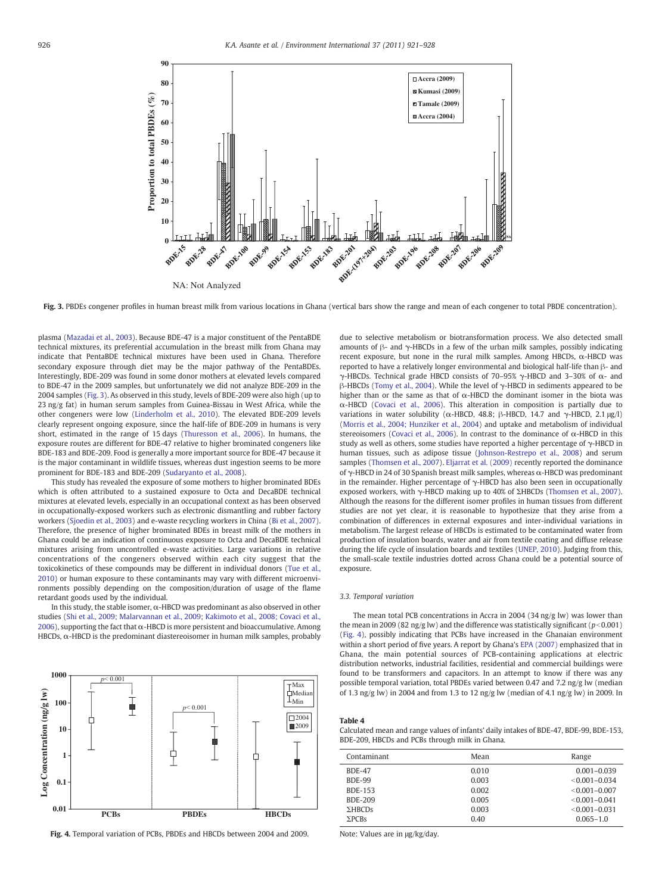Fig. 3. PBDEs congener profiles in human breast milk from various locations in Ghana (vertical bars show the range and mean of each congener to total PBDE concentration).

plasma (Mazadai et al., 2003). Because BDE-47 is a major constituent of the PentaBDE technical mixtures, its preferential accumulation in the breast milk from Ghana may indicate that PentaBDE technical mixtures have been used in Ghana. Therefore secondary exposure through diet may be the major pathway of the PentaBDEs. Interestingly, BDE-209 was found in some donor mothers at elevated levels compared to BDE-47 in the 2009 samples, but unfortunately we did not analyze BDE-209 in the 2004 samples (Fig. 3). As observed in this study, levels of BDE-209 were also high (up to 23 ng/g fat) in human serum samples from Guinea-Bissau in West Africa, while the other congeners were low (Linderholm et al., 2010). The elevated BDE-209 levels clearly represent ongoing exposure, since the half-life of BDE-209 in humans is very short, estimated in the range of 15 days (Thuresson et al., 2006). In humans, the exposure routes are different for BDE-47 relative to higher brominated congeners like BDE-183 and BDE-209. Food is generally a more important source for BDE-47 because it is the major contaminant in wildlife tissues, whereas dust ingestion seems to be more prominent for BDE-183 and BDE-209 (Sudaryanto et al., 2008).

This study has revealed the exposure of some mothers to higher brominated BDEs which is often attributed to a sustained exposure to Octa and DecaBDE technical mixtures at elevated levels, especially in an occupational context as has been observed in occupationally-exposed workers such as electronic dismantling and rubber factory workers (Sjoedin et al., 2003) and e-waste recycling workers in China (Bi et al., 2007). Therefore, the presence of higher brominated BDEs in breast milk of the mothers in Ghana could be an indication of continuous exposure to Octa and DecaBDE technical mixtures arising from uncontrolled e-waste activities. Large variations in relative concentrations of the congeners observed within each city suggest that the toxicokinetics of these compounds may be different in individual donors (Tue et al., 2010) or human exposure to these contaminants may vary with different microenvironments possibly depending on the composition/duration of usage of the flame retardant goods used by the individual.

In this study, the stable isomer, α-HBCD was predominant as also observed in other studies (Shi et al., 2009; Malarvannan et al., 2009; Kakimoto et al., 2008; Covaci et al., 2006), supporting the fact that α-HBCD is more persistent and bioaccumulative. Among HBCDs, α-HBCD is the predominant diastereoisomer in human milk samples, probably due to selective metabolism or biotransformation process. We also detected small amounts of β- and γ-HBCDs in a few of the urban milk samples, possibly indicating recent exposure, but none in the rural milk samples. Among HBCDs, α-HBCD was reported to have a relatively longer environmental and biological half-life than β- and γ-HBCDs (Tomy et al., 2004). Technical grade HBCD consists of 70–95% γ-HBCD and 3–30% of α- and β-HBCDs (Tomy et al., 2004). While the level of γ-HBCD in sediments appeared to be higher than or the same as that of α-HBCD the dominant isomer in the biota was α-HBCD (Covaci et al., 2006). This alteration in composition is partially due to variations in water solubility (α-HBCD, 48.8; β-HBCD, 14.7 and γ-HBCD, 2.1 μg/l) (Morris et al., 2004; Hunziker et al., 2004) and uptake and metabolism of individual stereoisomers (Covaci et al., 2006). In contrast to the dominance of α-HBCD in this study as well as others, some studies have reported a higher percentage of γ-HBCD in human tissues, such as adipose tissue (Johnson-Restrepo et al., 2008) and serum samples (Thomsen et al., 2007). Eljarrat et al. (2009) recently reported the dominance of γ-HBCD in 24 of 30 Spanish breast milk samples, whereas α-HBCD was predominant in the remainder. Higher percentage of γ-HBCD has also been seen in occupationally exposed workers, with γ-HBCD making up to 40% of ΣHBCDs (Thomsen et al., 2007). Although the reasons for the different isomer profiles in human tissues from different studies are not yet clear, it is reasonable to hypothesize that they arise from a combination of differences in external exposures and inter-individual variations in metabolism. The largest release of HBCDs is estimated to be contaminated water from production of insulation boards, water and air from textile coating and diffuse release during the life cycle of insulation boards and textiles (UNEP, 2010). Judging from this, the small-scale textile industries dotted across Ghana could be a potential source of exposure.

### 3.3. Temporal variation

The mean total PCB concentrations in Accra in 2004 (34 ng/g lw) was lower than the mean in 2009 (82 ng/g lw) and the difference was statistically significant ($p<0.001$) (Fig. 4), possibly indicating that PCBs have increased in the Ghanaian environment within a short period of five years. A report by Ghana's EPA (2007) emphasized that in Ghana, the main potential sources of PCB-containing applications at electric distribution networks, industrial facilities, residential and commercial buildings were found to be transformers and capacitors. In an attempt to know if there was any possible temporal variation, total PBDEs varied between 0.47 and 7.2 ng/g lw (median of 1.3 ng/g lw) in 2004 and from 1.3 to 12 ng/g lw (median of 4.1 ng/g lw) in 2009. In

Fig. 4. Temporal variation of PCBs, PBDEs and HBCDs between 2004 and 2009.

**Table 4**
Calculated mean and range values of infants' daily intakes of BDE-47, BDE-99, BDE-153, BDE-209, HBCDs and PCBs through milk in Ghana.

| Contaminant | Mean | Range |
|---|---|---|
| BDE-47 | 0.010 | 0.001–0.039 |
| BDE-99 | 0.003 | <0.001–0.034 |
| BDE-153 | 0.002 | <0.001–0.007 |
| BDE-209 | 0.005 | <0.001–0.041 |
| ΣHBCDs | 0.003 | <0.001–0.031 |
| ΣPCBs | 0.40 | 0.065–1.0 |

Note: Values are in μg/kg/day.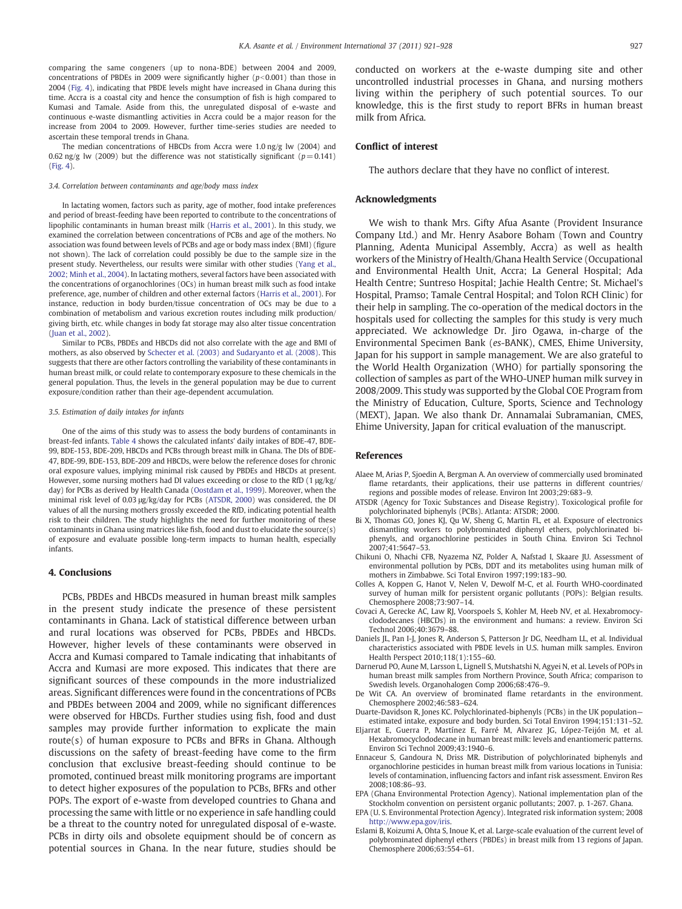comparing the same congeners (up to nona-BDE) between 2004 and 2009, concentrations of PBDEs in 2009 were significantly higher ($p<0.001$) than those in 2004 (Fig. 4), indicating that PBDE levels might have increased in Ghana during this time. Accra is a coastal city and hence the consumption of fish is high compared to Kumasi and Tamale. Aside from this, the unregulated disposal of e-waste and continuous e-waste dismantling activities in Accra could be a major reason for the increase from 2004 to 2009. However, further time-series studies are needed to ascertain these temporal trends in Ghana.

The median concentrations of HBCDs from Accra were 1.0 ng/g lw (2004) and 0.62 ng/g lw (2009) but the difference was not statistically significant ($p=0.141$) (Fig. 4).

### 3.4. Correlation between contaminants and age/body mass index

In lactating women, factors such as parity, age of mother, food intake preferences and period of breast-feeding have been reported to contribute to the concentrations of lipophilic contaminants in human breast milk (Harris et al., 2001). In this study, we examined the correlation between concentrations of PCBs and age of the mothers. No association was found between levels of PCBs and age or body mass index (BMI) (figure not shown). The lack of correlation could possibly be due to the sample size in the present study. Nevertheless, our results were similar with other studies (Yang et al., 2002; Minh et al., 2004). In lactating mothers, several factors have been associated with the concentrations of organochlorines (OCs) in human breast milk such as food intake preference, age, number of children and other external factors (Harris et al., 2001). For instance, reduction in body burden/tissue concentration of OCs may be due to a combination of metabolism and various excretion routes including milk production/giving birth, etc. while changes in body fat storage may also alter tissue concentration (Juan et al., 2002).

Similar to PCBs, PBDEs and HBCDs did not also correlate with the age and BMI of mothers, as also observed by Schecter et al. (2003) and Sudaryanto et al. (2008). This suggests that there are other factors controlling the variability of these contaminants in human breast milk, or could relate to contemporary exposure to these chemicals in the general population. Thus, the levels in the general population may be due to current exposure/condition rather than their age-dependent accumulation.

### 3.5. Estimation of daily intakes for infants

One of the aims of this study was to assess the body burdens of contaminants in breast-fed infants. Table 4 shows the calculated infants' daily intakes of BDE-47, BDE-99, BDE-153, BDE-209, HBCDs and PCBs through breast milk in Ghana. The DIs of BDE-47, BDE-99, BDE-153, BDE-209 and HBCDs, were below the reference doses for chronic oral exposure values, implying minimal risk caused by PBDEs and HBCDs at present. However, some nursing mothers had DI values exceeding or close to the RfD (1 μg/kg/day) for PCBs as derived by Health Canada (Oostdam et al., 1999). Moreover, when the minimal risk level of 0.03 μg/kg/day for PCBs (ATSDR, 2000) was considered, the DI values of all the nursing mothers grossly exceeded the RfD, indicating potential health risk to their children. The study highlights the need for further monitoring of these contaminants in Ghana using matrices like fish, food and dust to elucidate the source(s) of exposure and evaluate possible long-term impacts to human health, especially infants.

## 4. Conclusions

PCBs, PBDEs and HBCDs measured in human breast milk samples in the present study indicate the presence of these persistent contaminants in Ghana. Lack of statistical difference between urban and rural locations was observed for PCBs, PBDEs and HBCDs. However, higher levels of these contaminants were observed in Accra and Kumasi compared to Tamale indicating that inhabitants of Accra and Kumasi are more exposed. This indicates that there are significant sources of these compounds in the more industrialized areas. Significant differences were found in the concentrations of PCBs and PBDEs between 2004 and 2009, while no significant differences were observed for HBCDs. Further studies using fish, food and dust samples may provide further information to explicate the main route(s) of human exposure to PCBs and BFRs in Ghana. Although discussions on the safety of breast-feeding have come to the firm conclusion that exclusive breast-feeding should continue to be promoted, continued breast milk monitoring programs are important to detect higher exposures of the population to PCBs, BFRs and other POPs. The export of e-waste from developed countries to Ghana and processing the same with little or no experience in safe handling could be a threat to the country noted for unregulated disposal of e-waste. PCBs in dirty oils and obsolete equipment should be of concern as potential sources in Ghana. In the near future, studies should be conducted on workers at the e-waste dumping site and other uncontrolled industrial processes in Ghana, and nursing mothers living within the periphery of such potential sources. To our knowledge, this is the first study to report BFRs in human breast milk from Africa.

## Conflict of interest

The authors declare that they have no conflict of interest.

## Acknowledgments

We wish to thank Mrs. Gifty Afua Asante (Provident Insurance Company Ltd.) and Mr. Henry Asabore Boham (Town and Country Planning, Adenta Municipal Assembly, Accra) as well as health workers of the Ministry of Health/Ghana Health Service (Occupational and Environmental Health Unit, Accra; La General Hospital; Ada Health Centre; Suntreso Hospital; Jachie Health Centre; St. Michael's Hospital, Pramso; Tamale Central Hospital; and Tolon RCH Clinic) for their help in sampling. The co-operation of the medical doctors in the hospitals used for collecting the samples for this study is very much appreciated. We acknowledge Dr. Jiro Ogawa, in-charge of the Environmental Specimen Bank (*es*-BANK), CMES, Ehime University, Japan for his support in sample management. We are also grateful to the World Health Organization (WHO) for partially sponsoring the collection of samples as part of the WHO-UNEP human milk survey in 2008/2009. This study was supported by the Global COE Program from the Ministry of Education, Culture, Sports, Science and Technology (MEXT), Japan. We also thank Dr. Annamalai Subramanian, CMES, Ehime University, Japan for critical evaluation of the manuscript.

## References

Alaee M, Arias P, Sjoedin A, Bergman A. An overview of commercially used brominated flame retardants, their applications, their use patterns in different countries/regions and possible modes of release. Environ Int 2003;29:683–9.

ATSDR (Agency for Toxic Substances and Disease Registry). Toxicological profile for polychlorinated biphenyls (PCBs). Atlanta: ATSDR; 2000.

Bi X, Thomas GO, Jones KJ, Qu W, Sheng G, Martin FL, et al. Exposure of electronics dismantling workers to polybrominated diphenyl ethers, polychlorinated biphenyls, and organochlorine pesticides in South China. Environ Sci Technol 2007;41:5647–53.

Chikuni O, Nhachi CFB, Nyazema NZ, Polder A, Nafstad I, Skaare JU. Assessment of environmental pollution by PCBs, DDT and its metabolites using human milk of mothers in Zimbabwe. Sci Total Environ 1997;199:183–90.

Colles A, Koppen G, Hanot V, Nelen V, Dewolf M-C, et al. Fourth WHO-coordinated survey of human milk for persistent organic pollutants (POPs): Belgian results. Chemosphere 2008;73:907–14.

Covaci A, Gerecke AC, Law RJ, Voorspoels S, Kohler M, Heeb NV, et al. Hexabromocyclododecanes (HBCDs) in the environment and humans: a review. Environ Sci Technol 2006;40:3679–88.

Daniels JL, Pan I-J, Jones R, Anderson S, Patterson Jr DG, Needham LL, et al. Individual characteristics associated with PBDE levels in U.S. human milk samples. Environ Health Perspect 2010;118(1):155–60.

Darnerud PO, Aune M, Larsson L, Lignell S, Mutshatshi N, Agyei N, et al. Levels of POPs in human breast milk samples from Northern Province, South Africa; comparison to Swedish levels. Organohalogen Comp 2006;68:476–9.

De Wit CA. An overview of brominated flame retardants in the environment. Chemosphere 2002;46:583–624.

Duarte-Davidson R, Jones KC. Polychlorinated-biphenyls (PCBs) in the UK population—estimated intake, exposure and body burden. Sci Total Environ 1994;151:131–52.

Eljarrat E, Guerra P, Martínez E, Farré M, Alvarez JG, López-Teijón M, et al. Hexabromocyclododecane in human breast milk: levels and enantiomeric patterns. Environ Sci Technol 2009;43:1940–6.

Ennaceur S, Gandoura N, Driss MR. Distribution of polychlorinated biphenyls and organochlorine pesticides in human breast milk from various locations in Tunisia: levels of contamination, influencing factors and infant risk assessment. Environ Res 2008;108:86–93.

EPA (Ghana Environmental Protection Agency). National implementation plan of the Stockholm convention on persistent organic pollutants; 2007. p. 1-267. Ghana.

EPA (U. S. Environmental Protection Agency). Integrated risk information system; 2008 http://www.epa.gov/iris.

Eslami B, Koizumi A, Ohta S, Inoue K, et al. Large-scale evaluation of the current level of polybrominated diphenyl ethers (PBDEs) in breast milk from 13 regions of Japan. Chemosphere 2006;63:554–61.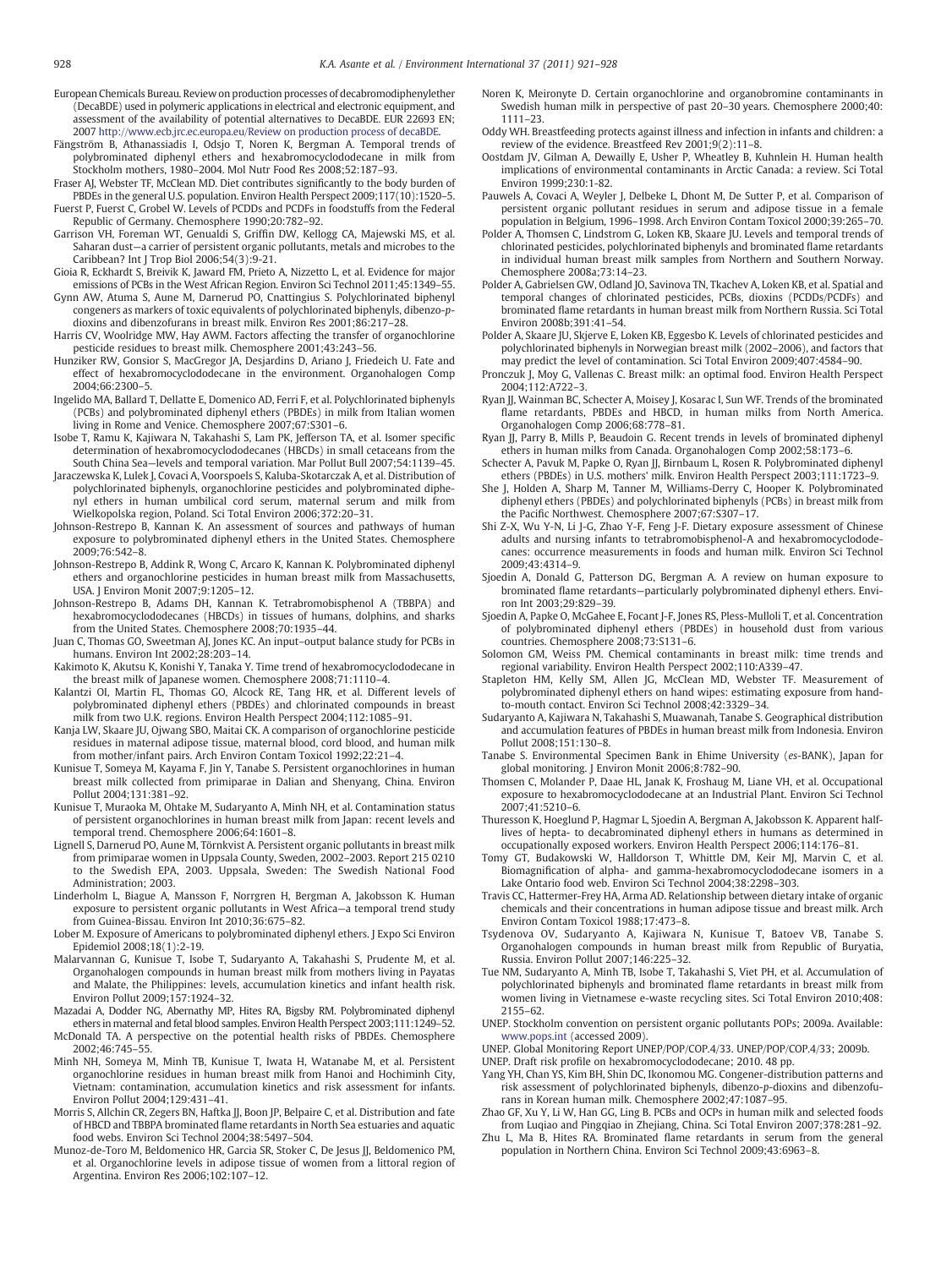European Chemicals Bureau. Review on production processes of decabromodiphenylether (DecaBDE) used in polymeric applications in electrical and electronic equipment, and assessment of the availability of potential alternatives to DecaBDE. EUR 22693 EN; 2007 http://www.ecb.jrc.ec.europa.eu/Review on production process of decaBDE.

Fängström B, Athanassiadis I, Odsjo T, Noren K, Bergman A. Temporal trends of polybrominated diphenyl ethers and hexabromocyclododecane in milk from Stockholm mothers, 1980–2004. Mol Nutr Food Res 2008;52:187–93.

Fraser AJ, Webster TF, McClean MD. Diet contributes significantly to the body burden of PBDEs in the general U.S. population. Environ Health Perspect 2009;117(10):1520–5.

Fuerst P, Fuerst C, Grobel W. Levels of PCDDs and PCDFs in foodstuffs from the Federal Republic of Germany. Chemosphere 1990;20:782–92.

Garrison VH, Foreman WT, Genualdi S, Griffin DW, Kellogg CA, Majewski MS, et al. Saharan dust—a carrier of persistent organic pollutants, metals and microbes to the Caribbean? Int J Trop Biol 2006;54(3):9-21.

Gioia R, Eckhardt S, Breivik K, Jaward FM, Prieto A, Nizzetto L, et al. Evidence for major emissions of PCBs in the West African Region. Environ Sci Technol 2011;45:1349–55.

Gynn AW, Atuma S, Aune M, Darnerud PO, Cnattingius S. Polychlorinated biphenyl congeners as markers of toxic equivalents of polychlorinated biphenyls, dibenzo-*p*-dioxins and dibenzofurans in breast milk. Environ Res 2001;86:217–28.

Harris CV, Woolridge MW, Hay AWM. Factors affecting the transfer of organochlorine pesticide residues to breast milk. Chemosphere 2001;43:243–56.

Hunziker RW, Gonsior S, MacGregor JA, Desjardins D, Ariano J, Friedeich U. Fate and effect of hexabromocyclododecane in the environment. Organohalogen Comp 2004;66:2300–5.

Ingelido MA, Ballard T, Dellatte E, Domenico AD, Ferri F, et al. Polychlorinated biphenyls (PCBs) and polybrominated diphenyl ethers (PBDEs) in milk from Italian women living in Rome and Venice. Chemosphere 2007;67:S301–6.

Isobe T, Ramu K, Kajiwara N, Takahashi S, Lam PK, Jefferson TA, et al. Isomer specific determination of hexabromocyclododecanes (HBCDs) in small cetaceans from the South China Sea—levels and temporal variation. Mar Pollut Bull 2007;54:1139–45.

Jaraczewska K, Lulek J, Covaci A, Voorspoels S, Kaluba-Skotarczak A, et al. Distribution of polychlorinated biphenyls, organochlorine pesticides and polybrominated diphenyl ethers in human umbilical cord serum, maternal serum and milk from Wielkopolska region, Poland. Sci Total Environ 2006;372:20–31.

Johnson-Restrepo B, Kannan K. An assessment of sources and pathways of human exposure to polybrominated diphenyl ethers in the United States. Chemosphere 2009;76:542–8.

Johnson-Restrepo B, Addink R, Wong C, Arcaro K, Kannan K. Polybrominated diphenyl ethers and organochlorine pesticides in human breast milk from Massachusetts, USA. J Environ Monit 2007;9:1205–12.

Johnson-Restrepo B, Adams DH, Kannan K. Tetrabromobisphenol A (TBBPA) and hexabromocyclododecanes (HBCDs) in tissues of humans, dolphins, and sharks from the United States. Chemosphere 2008;70:1935–44.

Juan C, Thomas GO, Sweetman AJ, Jones KC. An input–output balance study for PCBs in humans. Environ Int 2002;28:203–14.

Kakimoto K, Akutsu K, Konishi Y, Tanaka Y. Time trend of hexabromocyclododecane in the breast milk of Japanese women. Chemosphere 2008;71:1110–4.

Kalantzi OI, Martin FL, Thomas GO, Alcock RE, Tang HR, et al. Different levels of polybrominated diphenyl ethers (PBDEs) and chlorinated compounds in breast milk from two U.K. regions. Environ Health Perspect 2004;112:1085–91.

Kanja LW, Skaare JU, Ojwang SBO, Maitai CK. A comparison of organochlorine pesticide residues in maternal adipose tissue, maternal blood, cord blood, and human milk from mother/infant pairs. Arch Environ Contam Toxicol 1992;22:21–4.

Kunisue T, Someya M, Kayama F, Jin Y, Tanabe S. Persistent organochlorines in human breast milk collected from primiparae in Dalian and Shenyang, China. Environ Pollut 2004;131:381–92.

Kunisue T, Muraoka M, Ohtake M, Sudaryanto A, Minh NH, et al. Contamination status of persistent organochlorines in human breast milk from Japan: recent levels and temporal trend. Chemosphere 2006;64:1601–8.

Lignell S, Darnerud PO, Aune M, Törnkvist A. Persistent organic pollutants in breast milk from primiparae women in Uppsala County, Sweden, 2002–2003. Report 215 0210 to the Swedish EPA, 2003. Uppsala, Sweden: The Swedish National Food Administration; 2003.

Linderholm L, Biague A, Mansson F, Norrgren H, Bergman A, Jakobsson K. Human exposure to persistent organic pollutants in West Africa—a temporal trend study from Guinea-Bissau. Environ Int 2010;36:675–82.

Lober M. Exposure of Americans to polybrominated diphenyl ethers. J Expo Sci Environ Epidemiol 2008;18(1):2-19.

Malarvannan G, Kunisue T, Isobe T, Sudaryanto A, Takahashi S, Prudente M, et al. Organohalogen compounds in human breast milk from mothers living in Payatas and Malate, the Philippines: levels, accumulation kinetics and infant health risk. Environ Pollut 2009;157:1924–32.

Mazadai A, Dodder NG, Abernathy MP, Hites RA, Bigsby RM. Polybrominated diphenyl ethers in maternal and fetal blood samples. Environ Health Perspect 2003;111:1249–52.

McDonald TA. A perspective on the potential health risks of PBDEs. Chemosphere 2002;46:745–55.

Minh NH, Someya M, Minh TB, Kunisue T, Iwata H, Watanabe M, et al. Persistent organochlorine residues in human breast milk from Hanoi and Hochiminh City, Vietnam: contamination, accumulation kinetics and risk assessment for infants. Environ Pollut 2004;129:431–41.

Morris S, Allchin CR, Zegers BN, Haftka JJ, Boon JP, Belpaire C, et al. Distribution and fate of HBCD and TBBPA brominated flame retardants in North Sea estuaries and aquatic food webs. Environ Sci Technol 2004;38:5497–504.

Munoz-de-Toro M, Beldomenico HR, Garcia SR, Stoker C, De Jesus JJ, Beldomenico PM, et al. Organochlorine levels in adipose tissue of women from a littoral region of Argentina. Environ Res 2006;102:107–12.

Noren K, Meironyte D. Certain organochlorine and organobromine contaminants in Swedish human milk in perspective of past 20–30 years. Chemosphere 2000;40:1111–23.

Oddy WH. Breastfeeding protects against illness and infection in infants and children: a review of the evidence. Breastfeed Rev 2001;9(2):11–8.

Oostdam JV, Gilman A, Dewailly E, Usher P, Wheatley B, Kuhnlein H. Human health implications of environmental contaminants in Arctic Canada: a review. Sci Total Environ 1999;230:1-82.

Pauwels A, Covaci A, Weyler J, Delbeke L, Dhont M, De Sutter P, et al. Comparison of persistent organic pollutant residues in serum and adipose tissue in a female population in Belgium, 1996–1998. Arch Environ Contam Toxicol 2000;39:265–70.

Polder A, Thomsen C, Lindstrom G, Loken KB, Skaare JU. Levels and temporal trends of chlorinated pesticides, polychlorinated biphenyls and brominated flame retardants in individual human breast milk samples from Northern and Southern Norway. Chemosphere 2008a;73:14–23.

Polder A, Gabrielsen GW, Odland JO, Savinova TN, Tkachev A, Loken KB, et al. Spatial and temporal changes of chlorinated pesticides, PCBs, dioxins (PCDDs/PCDFs) and brominated flame retardants in human breast milk from Northern Russia. Sci Total Environ 2008b;391:41–54.

Polder A, Skaare JU, Skjerve E, Loken KB, Eggesbo K. Levels of chlorinated pesticides and polychlorinated biphenyls in Norwegian breast milk (2002–2006), and factors that may predict the level of contamination. Sci Total Environ 2009;407:4584–90.

Pronczuk J, Moy G, Vallenas C. Breast milk: an optimal food. Environ Health Perspect 2004;112:A722–3.

Ryan JJ, Wainman BC, Schecter A, Moisey J, Kosarac I, Sun WF. Trends of the brominated flame retardants, PBDEs and HBCD, in human milks from North America. Organohalogen Comp 2006;68:778–81.

Ryan JJ, Parry B, Mills P, Beaudoin G. Recent trends in levels of brominated diphenyl ethers in human milks from Canada. Organohalogen Comp 2002;58:173–6.

Schecter A, Pavuk M, Papke O, Ryan JJ, Birnbaum L, Rosen R. Polybrominated diphenyl ethers (PBDEs) in U.S. mothers' milk. Environ Health Perspect 2003;111:1723–9.

She J, Holden A, Sharp M, Tanner M, Williams-Derry C, Hooper K. Polybrominated diphenyl ethers (PBDEs) and polychlorinated biphenyls (PCBs) in breast milk from the Pacific Northwest. Chemosphere 2007;67:S307–17.

Shi Z-X, Wu Y-N, Li J-G, Zhao Y-F, Feng J-F. Dietary exposure assessment of Chinese adults and nursing infants to tetrabromobisphenol-A and hexabromocyclododecanes: occurrence measurements in foods and human milk. Environ Sci Technol 2009;43:4314–9.

Sjoedin A, Donald G, Patterson DG, Bergman A. A review on human exposure to brominated flame retardants—particularly polybrominated diphenyl ethers. Environ Int 2003;29:829–39.

Sjoedin A, Papke O, McGahee E, Focant J-F, Jones RS, Pless-Mulloli T, et al. Concentration of polybrominated diphenyl ethers (PBDEs) in household dust from various countries. Chemosphere 2008;73:S131–6.

Solomon GM, Weiss PM. Chemical contaminants in breast milk: time trends and regional variability. Environ Health Perspect 2002;110:A339–47.

Stapleton HM, Kelly SM, Allen JG, McClean MD, Webster TF. Measurement of polybrominated diphenyl ethers on hand wipes: estimating exposure from hand-to-mouth contact. Environ Sci Technol 2008;42:3329–34.

Sudaryanto A, Kajiwara N, Takahashi S, Muawanah, Tanabe S. Geographical distribution and accumulation features of PBDEs in human breast milk from Indonesia. Environ Pollut 2008;151:130–8.

Tanabe S. Environmental Specimen Bank in Ehime University (*es*-BANK), Japan for global monitoring. J Environ Monit 2006;8:782–90.

Thomsen C, Molander P, Daae HL, Janak K, Froshaug M, Liane VH, et al. Occupational exposure to hexabromocyclododecane at an Industrial Plant. Environ Sci Technol 2007;41:5210–6.

Thuresson K, Hoeglund P, Hagmar L, Sjoedin A, Bergman A, Jakobsson K. Apparent half-lives of hepta- to decabrominated diphenyl ethers in humans as determined in occupationally exposed workers. Environ Health Perspect 2006;114:176–81.

Tomy GT, Budakowski W, Halldorson T, Whittle DM, Keir MJ, Marvin C, et al. Biomagnification of alpha- and gamma-hexabromocyclododecane isomers in a Lake Ontario food web. Environ Sci Technol 2004;38:2298–303.

Travis CC, Hattermer-Frey HA, Arma AD. Relationship between dietary intake of organic chemicals and their concentrations in human adipose tissue and breast milk. Arch Environ Contam Toxicol 1988;17:473–8.

Tsydenova OV, Sudaryanto A, Kajiwara N, Kunisue T, Batoev VB, Tanabe S. Organohalogen compounds in human breast milk from Republic of Buryatia, Russia. Environ Pollut 2007;146:225–32.

Tue NM, Sudaryanto A, Minh TB, Isobe T, Takahashi S, Viet PH, et al. Accumulation of polychlorinated biphenyls and brominated flame retardants in breast milk from women living in Vietnamese e-waste recycling sites. Sci Total Environ 2010;408:2155–62.

UNEP. Stockholm convention on persistent organic pollutants POPs; 2009a. Available: www.pops.int (accessed 2009).

UNEP. Global Monitoring Report UNEP/POP/COP.4/33. UNEP/POP/COP.4/33; 2009b.

UNEP. Draft risk profile on hexabromocyclododecane; 2010. 48 pp.

Yang YH, Chan YS, Kim BH, Shin DC, Ikonomou MG. Congener-distribution patterns and risk assessment of polychlorinated biphenyls, dibenzo-*p*-dioxins and dibenzofurans in Korean human milk. Chemosphere 2002;47:1087–95.

Zhao GF, Xu Y, Li W, Han GG, Ling B. PCBs and OCPs in human milk and selected foods from Luqiao and Pingqiao in Zhejiang, China. Sci Total Environ 2007;378:281–92.

Zhu L, Ma B, Hites RA. Brominated flame retardants in serum from the general population in Northern China. Environ Sci Technol 2009;43:6963–8.